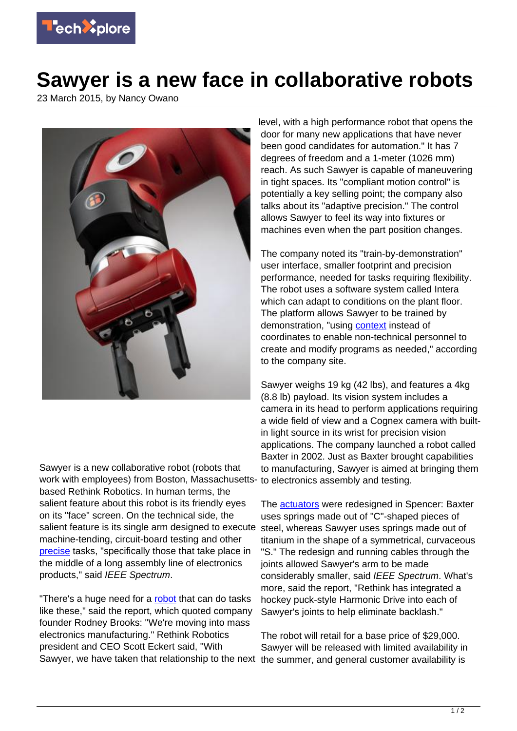# Sawyer is a new face in collaborative robots

23 March 2015, by Nancy Owano

Sawyer is a new collaborative robot (robots that work with employees) from Boston, Massachusetts-based Rethink Robotics. In human terms, the salient feature about this robot is its friendly eyes on its "face" screen. On the technical side, the salient feature is its single arm designed to execute machine-tending, circuit-board testing and other precise tasks, "specifically those that take place in the middle of a long assembly line of electronics products," said *IEEE Spectrum*.

"There's a huge need for a robot that can do tasks like these," said the report, which quoted company founder Rodney Brooks: "We're moving into mass electronics manufacturing." Rethink Robotics president and CEO Scott Eckert said, "With Sawyer, we have taken that relationship to the next level, with a high performance robot that opens the door for many new applications that have never been good candidates for automation." It has 7 degrees of freedom and a 1-meter (1026 mm) reach. As such Sawyer is capable of maneuvering in tight spaces. Its "compliant motion control" is potentially a key selling point; the company also talks about its "adaptive precision." The control allows Sawyer to feel its way into fixtures or machines even when the part position changes.

The company noted its "train-by-demonstration" user interface, smaller footprint and precision performance, needed for tasks requiring flexibility. The robot uses a software system called Intera which can adapt to conditions on the plant floor. The platform allows Sawyer to be trained by demonstration, "using context instead of coordinates to enable non-technical personnel to create and modify programs as needed," according to the company site.

Sawyer weighs 19 kg (42 lbs), and features a 4kg (8.8 lb) payload. Its vision system includes a camera in its head to perform applications requiring a wide field of view and a Cognex camera with built-in light source in its wrist for precision vision applications. The company launched a robot called Baxter in 2002. Just as Baxter brought capabilities to manufacturing, Sawyer is aimed at bringing them to electronics assembly and testing.

The actuators were redesigned in Spencer: Baxter uses springs made out of "C"-shaped pieces of steel, whereas Sawyer uses springs made out of titanium in the shape of a symmetrical, curvaceous "S." The redesign and running cables through the joints allowed Sawyer's arm to be made considerably smaller, said *IEEE Spectrum*. What's more, said the report, "Rethink has integrated a hockey puck-style Harmonic Drive into each of Sawyer's joints to help eliminate backlash."

The robot will retail for a base price of $29,000. Sawyer will be released with limited availability in the summer, and general customer availability is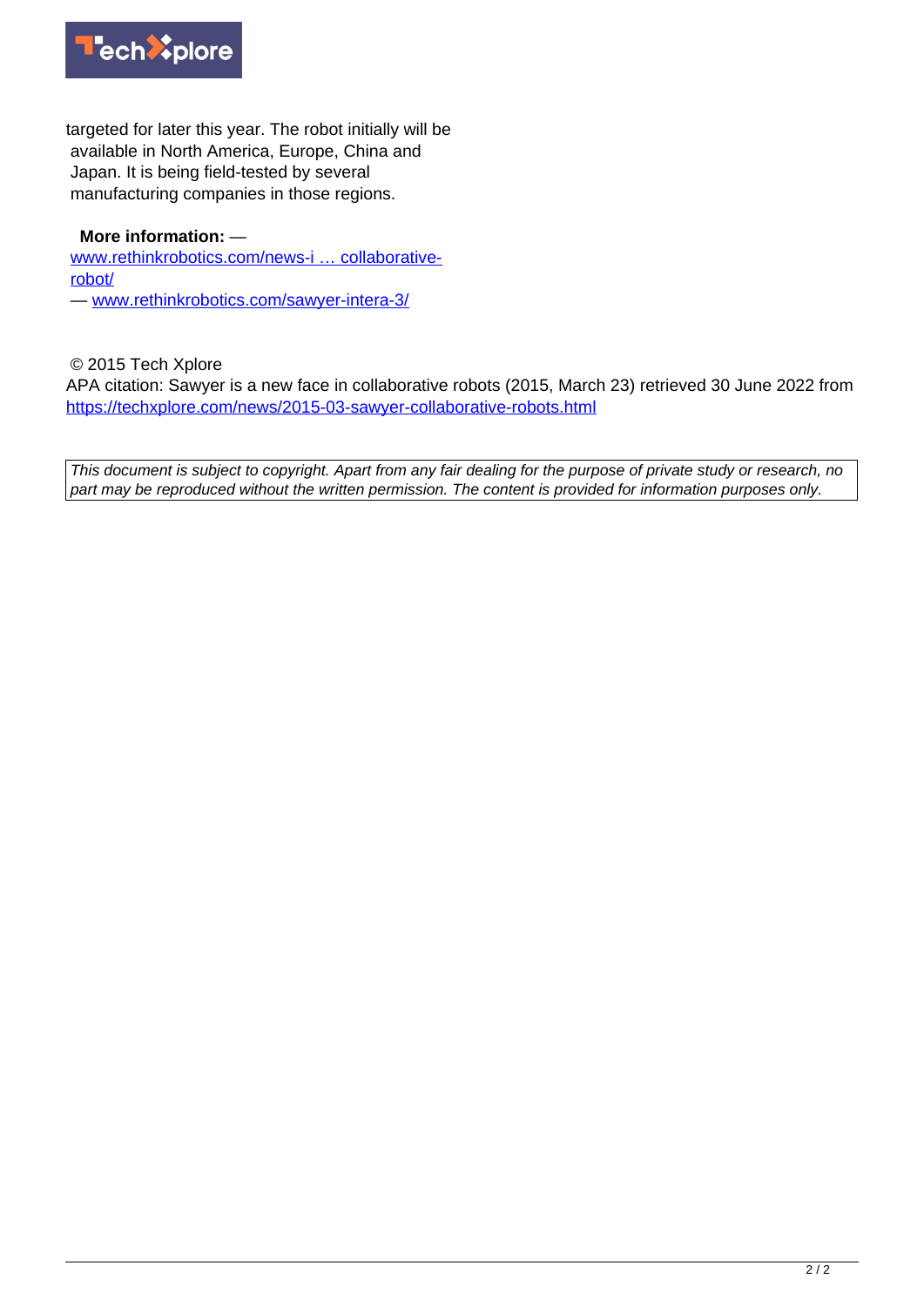targeted for later this year. The robot initially will be available in North America, Europe, China and Japan. It is being field-tested by several manufacturing companies in those regions.

**More information:** — [www.rethinkrobotics.com/news-i … collaborative-robot/](www.rethinkrobotics.com/news-i … collaborative-robot/)
— [www.rethinkrobotics.com/sawyer-intera-3/](www.rethinkrobotics.com/sawyer-intera-3/)

© 2015 Tech Xplore

APA citation: Sawyer is a new face in collaborative robots (2015, March 23) retrieved 30 June 2022 from https://techxplore.com/news/2015-03-sawyer-collaborative-robots.html

*This document is subject to copyright. Apart from any fair dealing for the purpose of private study or research, no part may be reproduced without the written permission. The content is provided for information purposes only.*